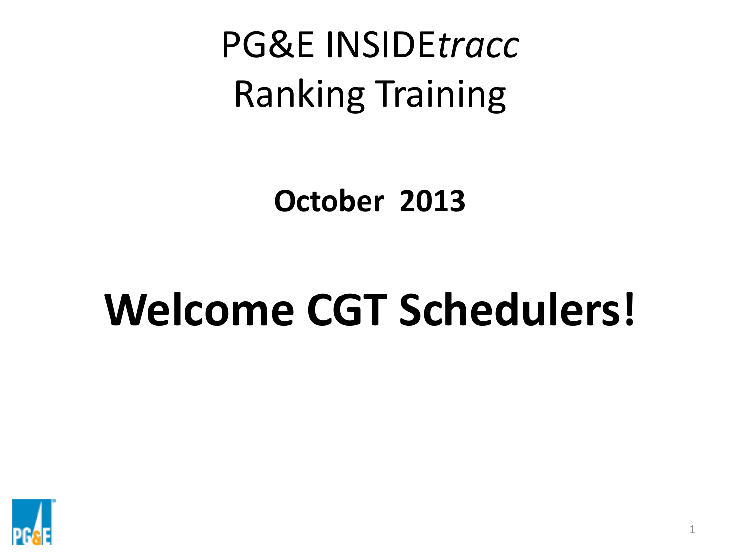# PG&E INSIDE*tracc*
# Ranking Training

**October 2013**

# **Welcome CGT Schedulers!**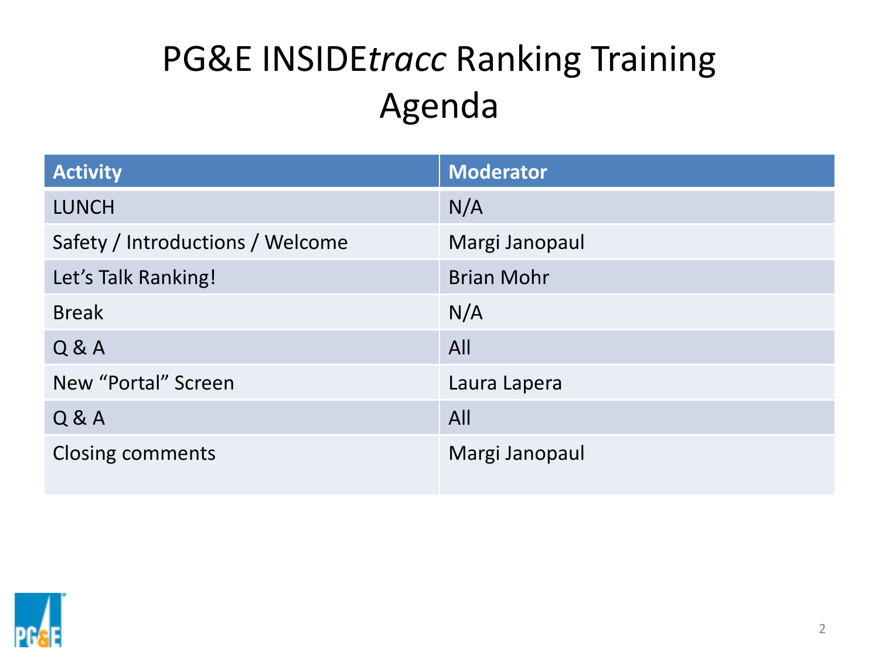# PG&E INSIDE*tracc* Ranking Training Agenda

| Activity | Moderator |
| --- | --- |
| LUNCH | N/A |
| Safety / Introductions / Welcome | Margi Janopaul |
| Let’s Talk Ranking! | Brian Mohr |
| Break | N/A |
| Q & A | All |
| New “Portal” Screen | Laura Lapera |
| Q & A | All |
| Closing comments | Margi Janopaul |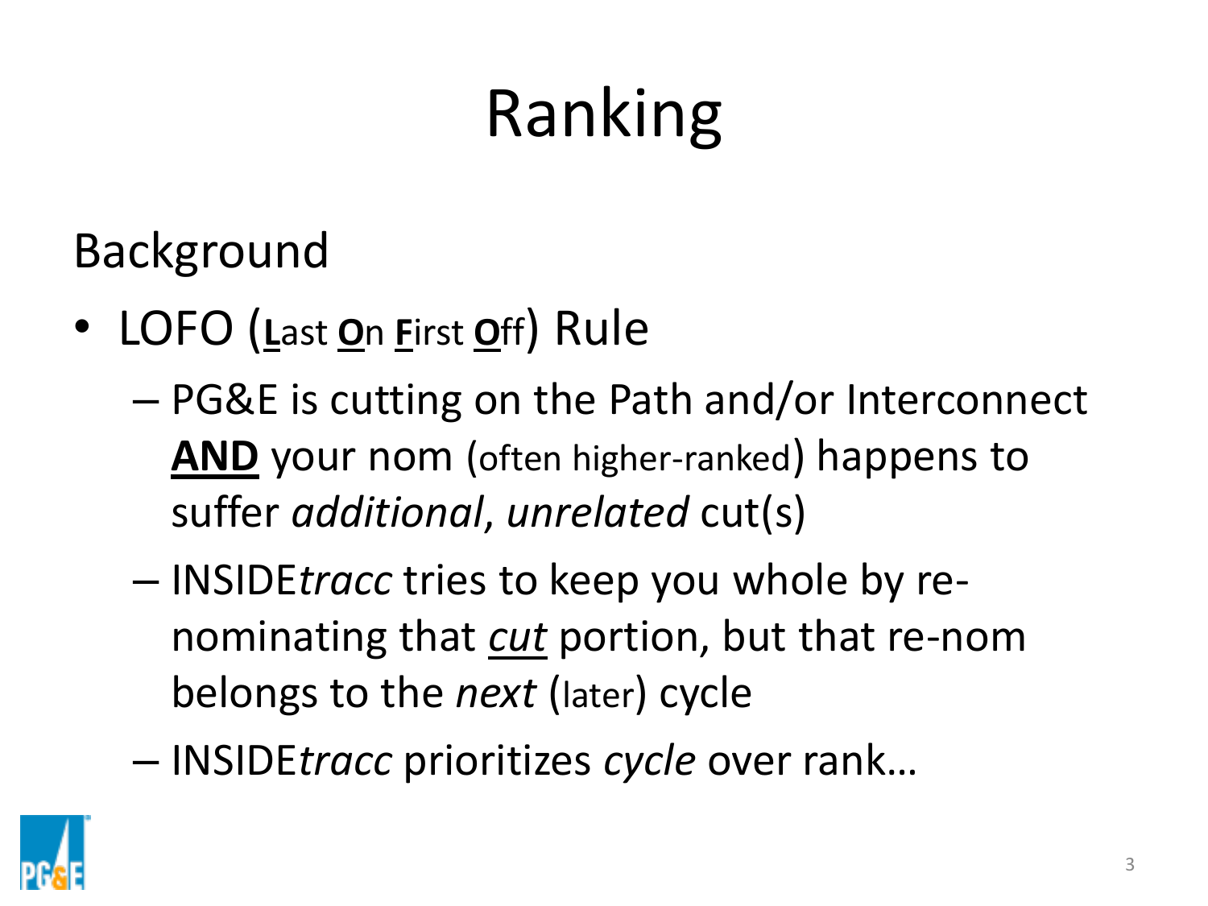# Ranking

Background

- LOFO (**L**ast **O**n **F**irst **O**ff) Rule
  - PG&E is cutting on the Path and/or Interconnect **AND** your nom (often higher-ranked) happens to suffer *additional, unrelated* cut(s)
  - INSIDE*tracc* tries to keep you whole by re-nominating that *cut* portion, but that re-nom belongs to the *next* (later) cycle
  - INSIDE*tracc* prioritizes *cycle* over rank…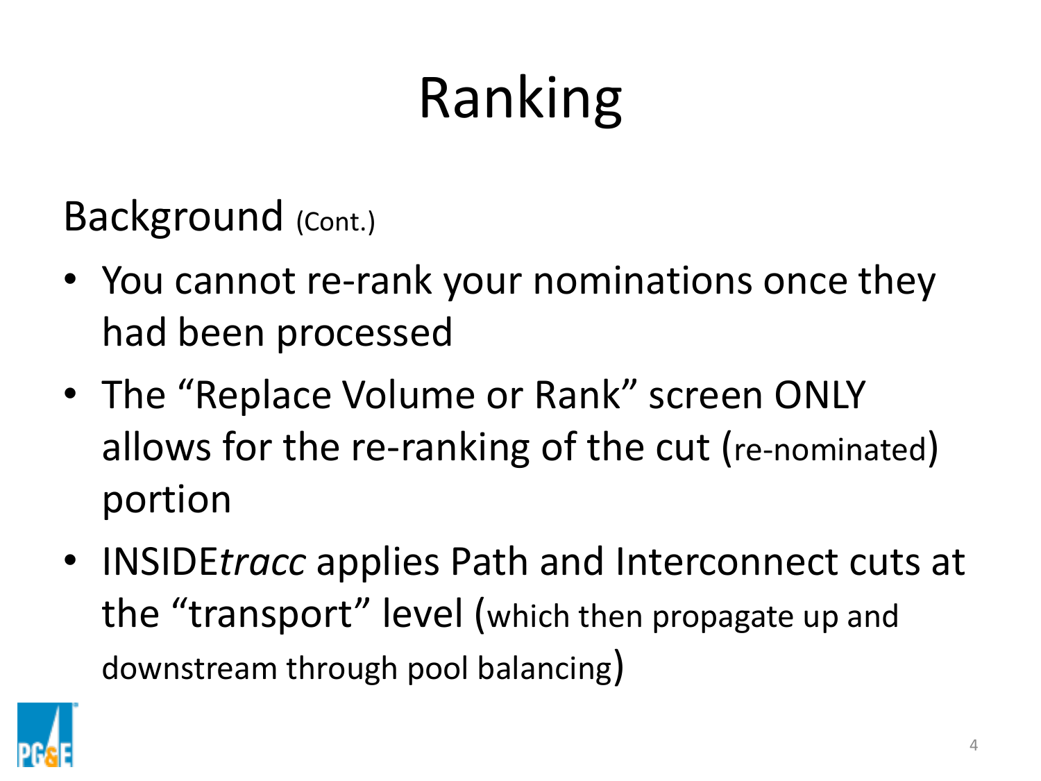# Ranking

Background (Cont.)

- You cannot re-rank your nominations once they had been processed
- The “Replace Volume or Rank” screen ONLY allows for the re-ranking of the cut (re-nominated) portion
- INSIDE*tracc* applies Path and Interconnect cuts at the “transport” level (which then propagate up and downstream through pool balancing)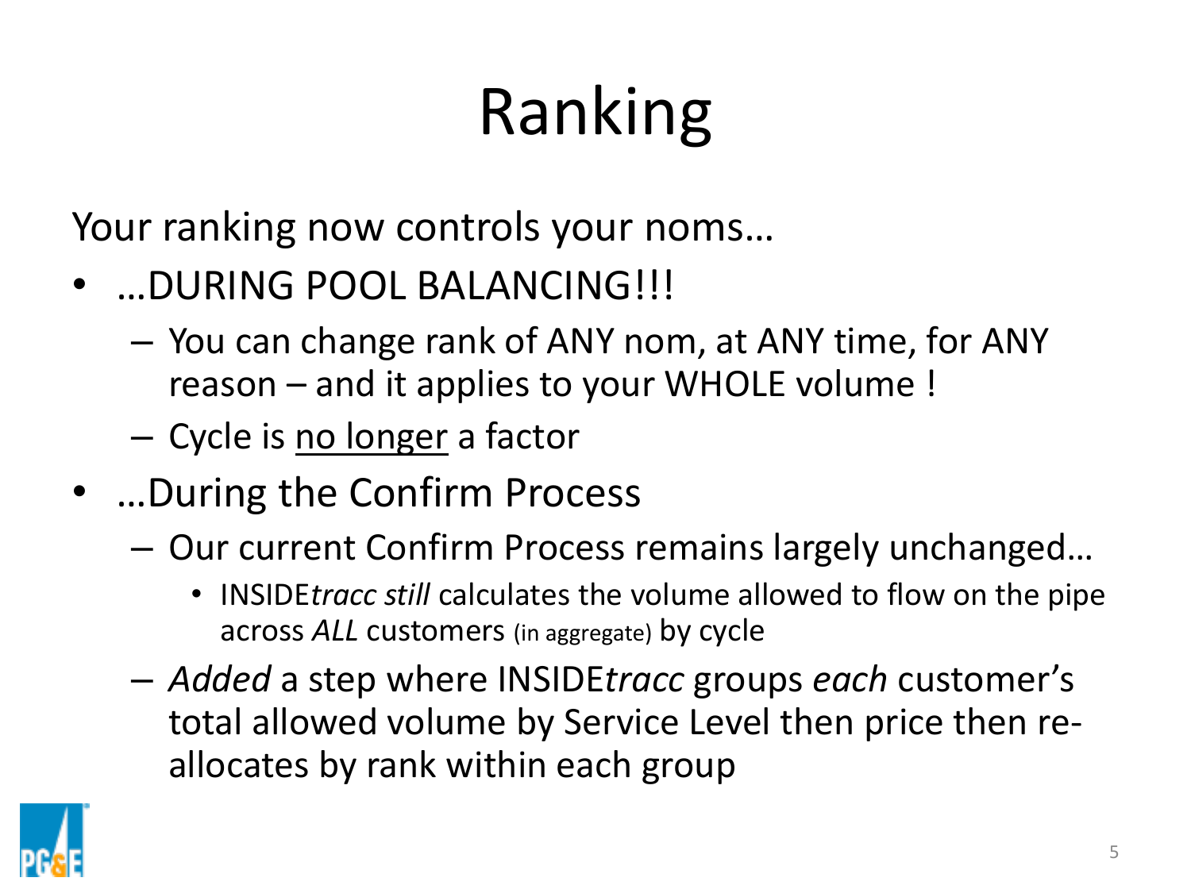# Ranking

Your ranking now controls your noms…

- …DURING POOL BALANCING!!!
  - You can change rank of ANY nom, at ANY time, for ANY reason – and it applies to your WHOLE volume !
  - Cycle is no longer a factor
- …During the Confirm Process
  - Our current Confirm Process remains largely unchanged…
    - INSIDE*tracc still* calculates the volume allowed to flow on the pipe across *ALL* customers (in aggregate) by cycle
  - *Added* a step where INSIDE*tracc* groups *each* customer's total allowed volume by Service Level then price then re-allocates by rank within each group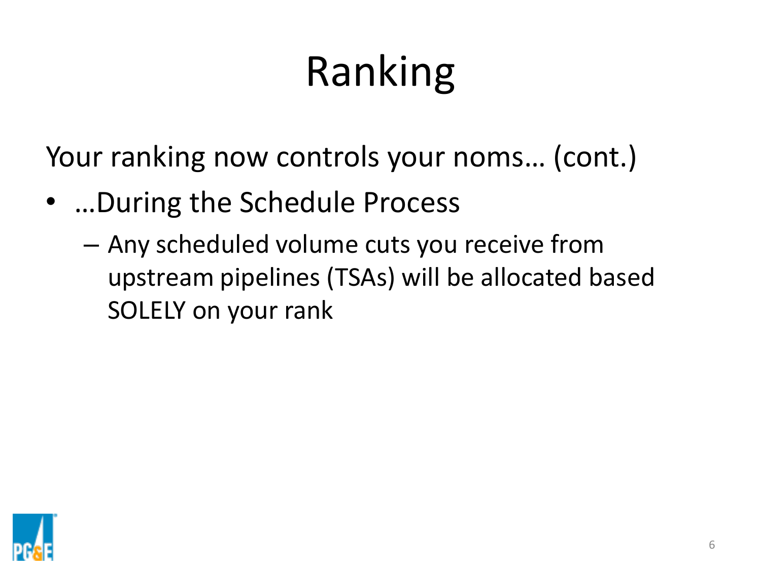# Ranking

Your ranking now controls your noms… (cont.)

- …During the Schedule Process
  - Any scheduled volume cuts you receive from upstream pipelines (TSAs) will be allocated based SOLELY on your rank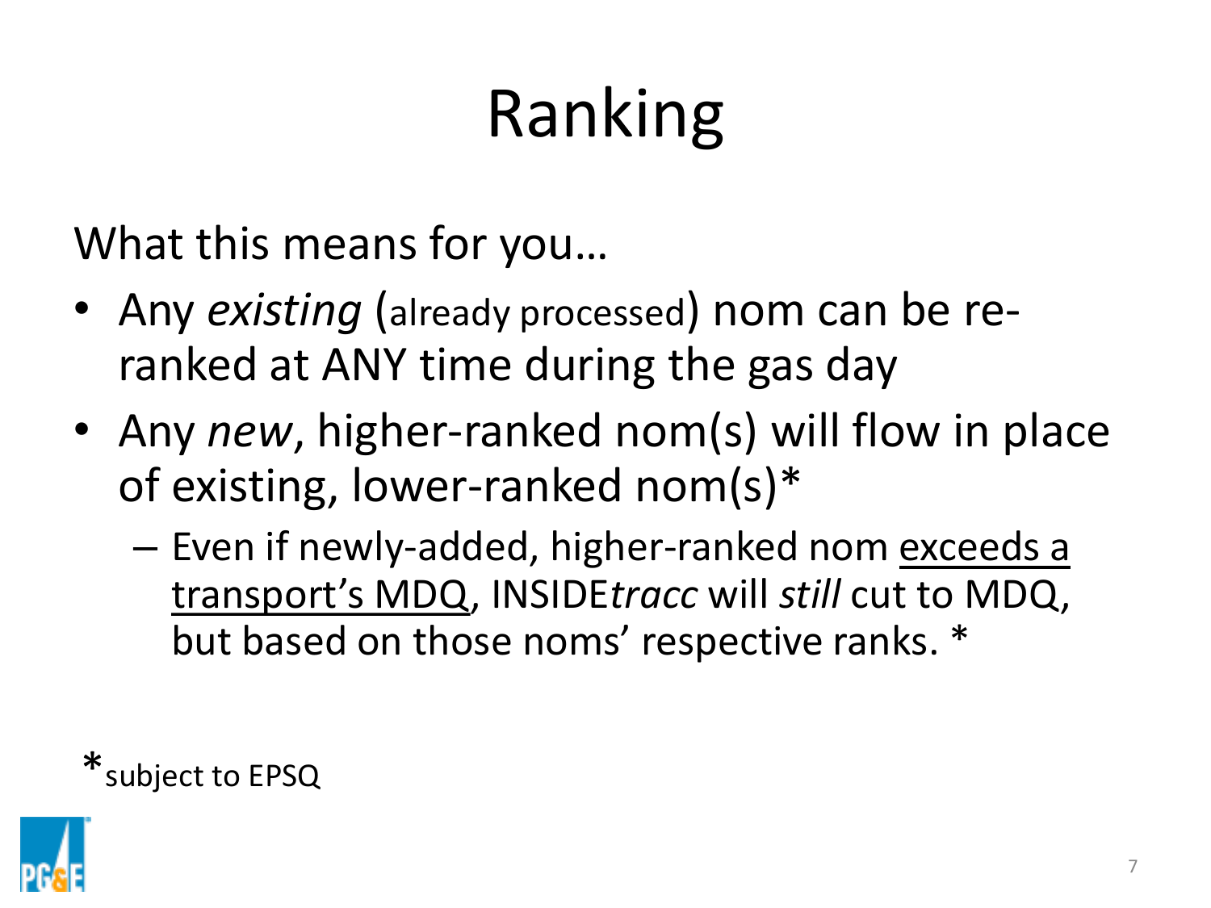# Ranking

What this means for you…

- Any *existing* (already processed) nom can be re-ranked at ANY time during the gas day
- Any *new*, higher-ranked nom(s) will flow in place of existing, lower-ranked nom(s)*
  - Even if newly-added, higher-ranked nom <u>exceeds a transport's MDQ</u>, INSIDE*tracc* will *still* cut to MDQ, but based on those noms' respective ranks. *

*subject to EPSQ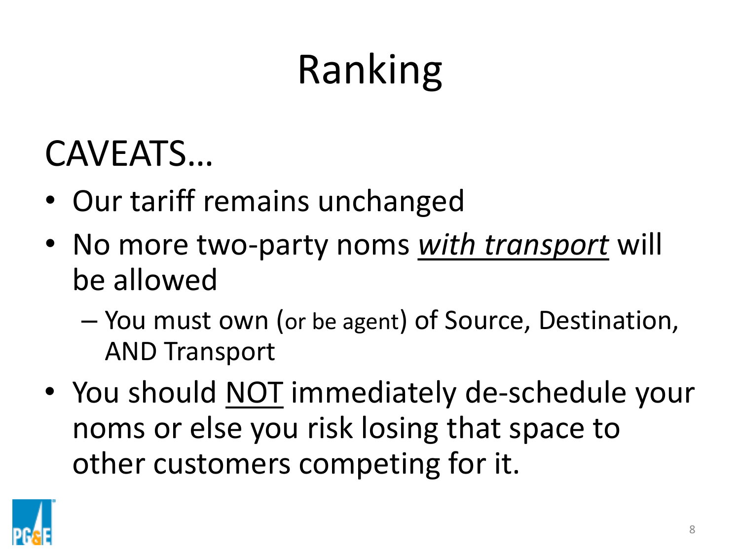# Ranking

CAVEATS…

- Our tariff remains unchanged
- No more two-party noms ***with transport*** will be allowed
  - You must own (or be agent) of Source, Destination, AND Transport
- You should NOT immediately de-schedule your noms or else you risk losing that space to other customers competing for it.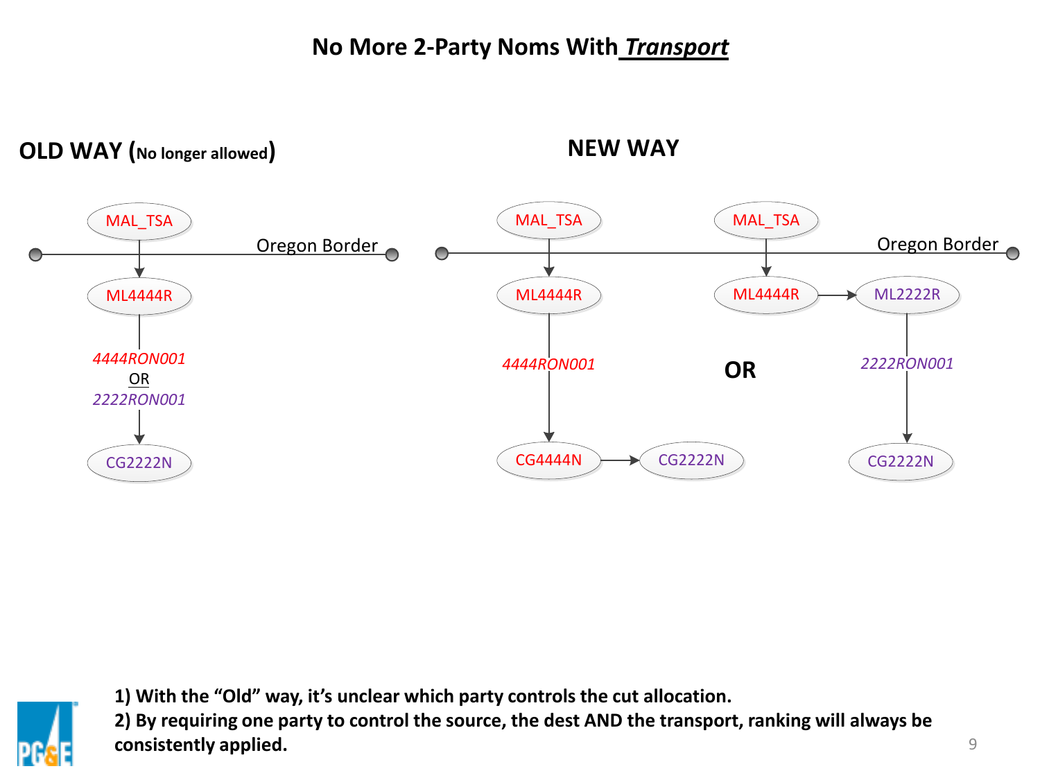# No More 2-Party Noms With ***Transport***

## OLD WAY (No longer allowed)

MAL_TSA

Oregon Border

ML4444R

*4444RON001*

OR

*2222RON001*

CG2222N

## NEW WAY

MAL_TSA

ML4444R

*4444RON001*

CG4444N → CG2222N

**OR**

MAL_TSA

Oregon Border

ML4444R → ML2222R

*2222RON001*

CG2222N

**1) With the "Old" way, it's unclear which party controls the cut allocation.**

**2) By requiring one party to control the source, the dest AND the transport, ranking will always be consistently applied.**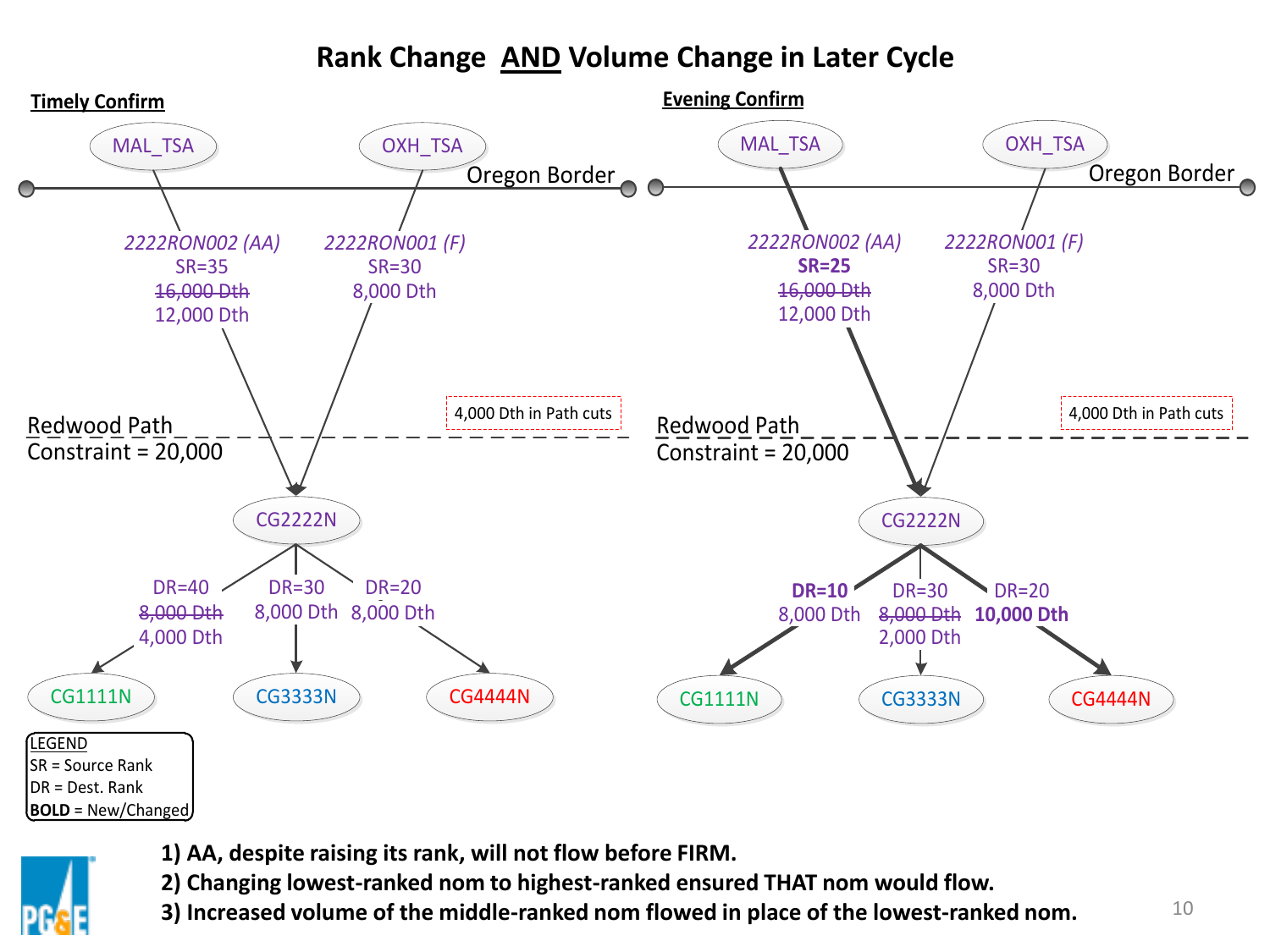# Rank Change AND Volume Change in Later Cycle

## Timely Confirm

MAL_TSA — OXH_TSA — Oregon Border

*2222RON002 (AA)*
SR=35
~~16,000 Dth~~
12,000 Dth

*2222RON001 (F)*
SR=30
8,000 Dth

4,000 Dth in Path cuts

Redwood Path
Constraint = 20,000

CG2222N

DR=40
~~8,000 Dth~~
4,000 Dth
→ CG1111N

DR=30
8,000 Dth
→ CG3333N

DR=20
8,000 Dth
→ CG4444N

## Evening Confirm

MAL_TSA — OXH_TSA — Oregon Border

*2222RON002 (AA)*
**SR=25**
~~16,000 Dth~~
12,000 Dth

*2222RON001 (F)*
SR=30
8,000 Dth

4,000 Dth in Path cuts

Redwood Path
Constraint = 20,000

CG2222N

**DR=10**
8,000 Dth
→ CG1111N

DR=30
~~8,000 Dth~~
2,000 Dth
→ CG3333N

DR=20
**10,000 Dth**
→ CG4444N

LEGEND
SR = Source Rank
DR = Dest. Rank
**BOLD** = New/Changed

1) **AA, despite raising its rank, will not flow before FIRM.**
2) **Changing lowest-ranked nom to highest-ranked ensured THAT nom would flow.**
3) **Increased volume of the middle-ranked nom flowed in place of the lowest-ranked nom.**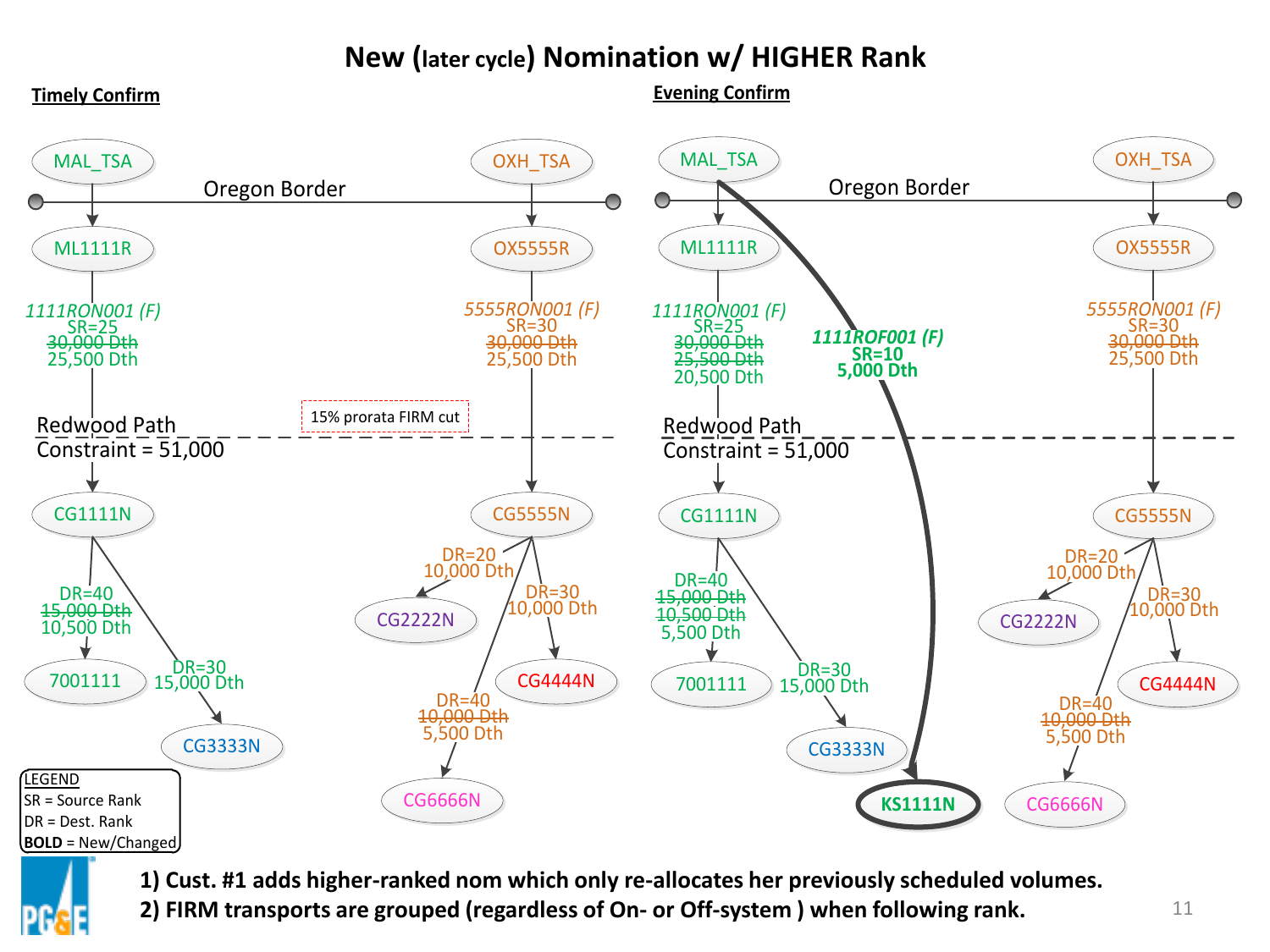# New (later cycle) Nomination w/ HIGHER Rank

## Timely Confirm

MAL_TSA → Oregon Border → ML1111R

*1111RON001 (F)*
SR=25
~~30,000 Dth~~
25,500 Dth

OXH_TSA → Oregon Border → OX5555R

*5555RON001 (F)*
SR=30
~~30,000 Dth~~
25,500 Dth

15% prorata FIRM cut

Redwood Path
Constraint = 51,000

CG1111N:
- DR=40 ~~15,000 Dth~~ 10,500 Dth → 7001111
- DR=30 15,000 Dth → CG3333N

CG5555N:
- DR=20 10,000 Dth → CG2222N
- DR=30 10,000 Dth → CG4444N
- DR=40 ~~10,000 Dth~~ 5,500 Dth → CG6666N

## Evening Confirm

MAL_TSA → Oregon Border → ML1111R

*1111RON001 (F)*
SR=25
~~30,000 Dth~~
~~25,500 Dth~~
20,500 Dth

MAL_TSA → KS1111N

***1111ROF001 (F)***
**SR=10**
**5,000 Dth**

OXH_TSA → Oregon Border → OX5555R

*5555RON001 (F)*
SR=30
~~30,000 Dth~~
25,500 Dth

Redwood Path
Constraint = 51,000

CG1111N:
- DR=40 ~~15,000 Dth~~ ~~10,500 Dth~~ 5,500 Dth → 7001111
- DR=30 15,000 Dth → CG3333N

CG5555N:
- DR=20 10,000 Dth → CG2222N
- DR=30 10,000 Dth → CG4444N
- DR=40 ~~10,000 Dth~~ 5,500 Dth → CG6666N

**KS1111N**

LEGEND
SR = Source Rank
DR = Dest. Rank
**BOLD** = New/Changed

**1) Cust. #1 adds higher-ranked nom which only re-allocates her previously scheduled volumes.**
**2) FIRM transports are grouped (regardless of On- or Off-system ) when following rank.**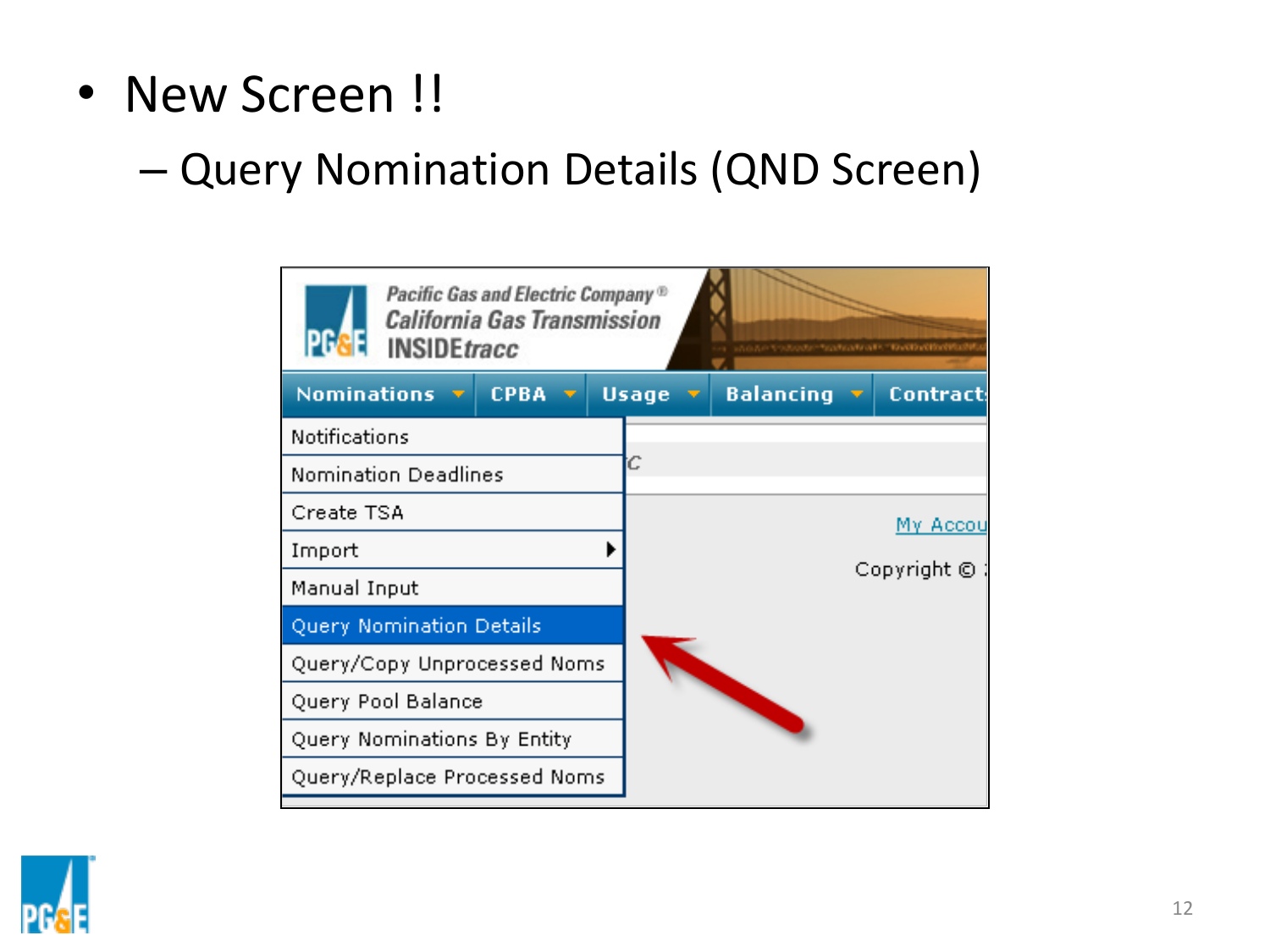- New Screen !!
  - Query Nomination Details (QND Screen)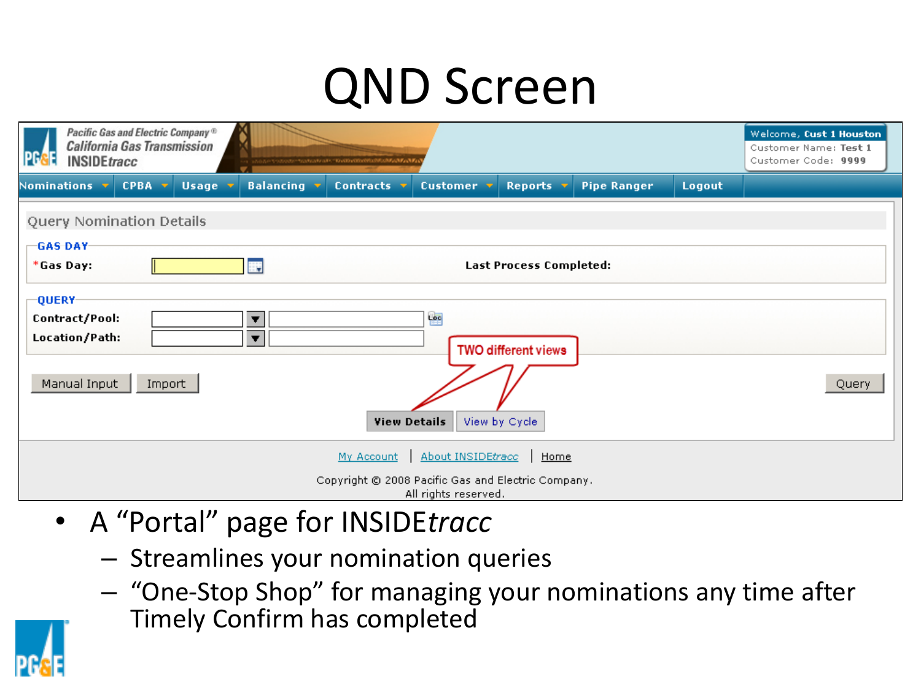# QND Screen

Pacific Gas and Electric Company®
California Gas Transmission
INSIDE*tracc*

Welcome, Cust 1 Houston
Customer Name: Test 1
Customer Code: 9999

Nominations | CPBA | Usage | Balancing | Contracts | Customer | Reports | Pipe Ranger | Logout

Query Nomination Details

**GAS DAY**

*Gas Day: Last Process Completed:

**QUERY**

Contract/Pool:

Location/Path:

Manual Input | Import | Query

TWO different views

View Details | View by Cycle

My Account | About INSIDE*tracc* | Home

Copyright © 2008 Pacific Gas and Electric Company.
All rights reserved.

- A "Portal" page for INSIDE*tracc*
  - Streamlines your nomination queries
  - "One-Stop Shop" for managing your nominations any time after Timely Confirm has completed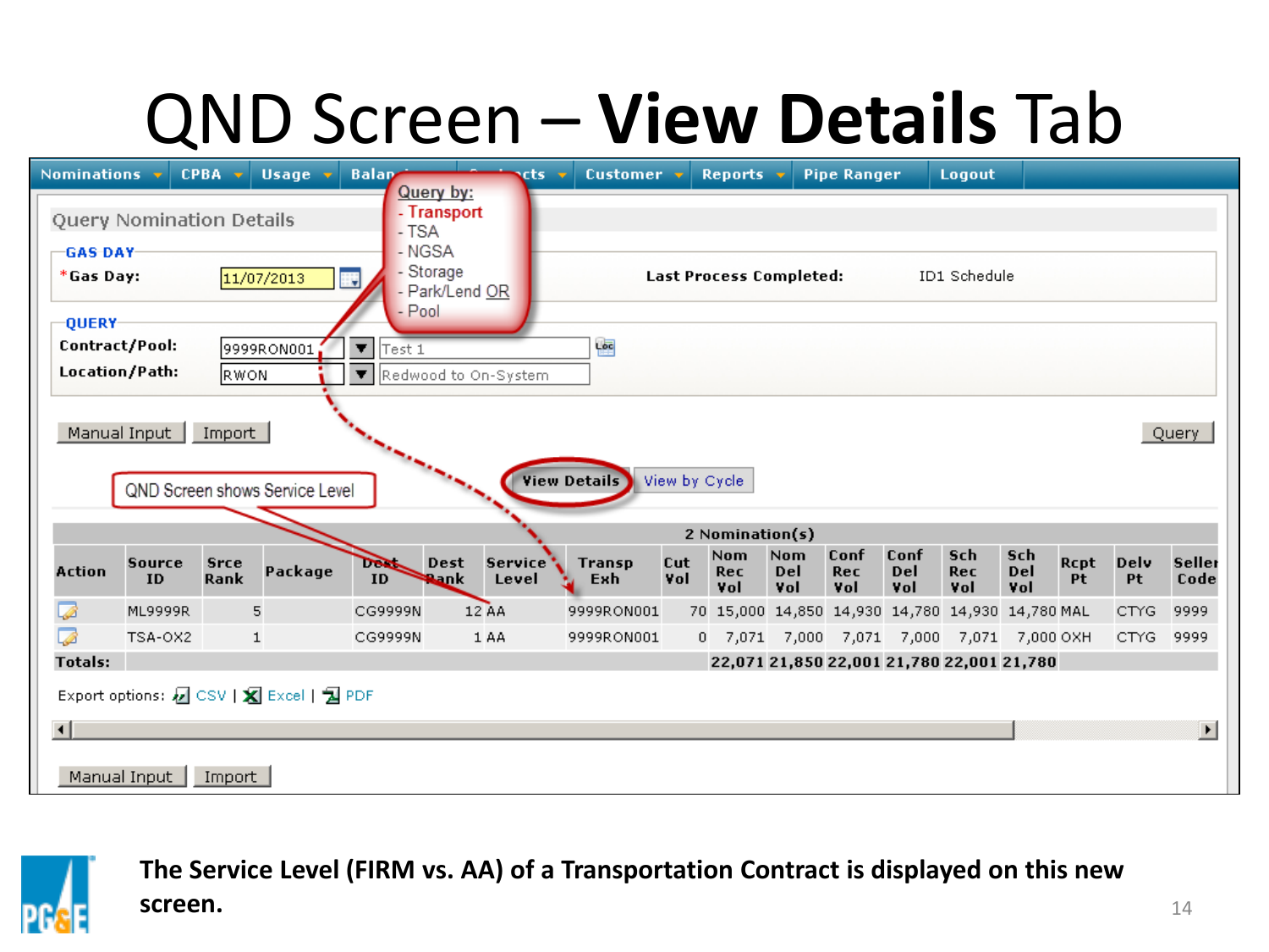# QND Screen – **View Details** Tab

Nominations | CPBA | Usage | Balan... | ...acts | Customer | Reports | Pipe Ranger | Logout

Query Nomination Details

**GAS DAY**

*Gas Day: 11/07/2013

Last Process Completed: ID1 Schedule

**QUERY**

Contract/Pool: 9999RON001 — Test 1

Location/Path: RWON — Redwood to On-System

Query by:
- Transport
- TSA
- NGSA
- Storage
- Park/Lend OR
- Pool

Manual Input | Import | Query

QND Screen shows Service Level

View Details | View by Cycle

2 Nomination(s)

| Action | Source ID | Srce Rank | Package | Dest ID | Dest Rank | Service Level | Transp Exh | Cut Vol | Nom Rec Vol | Nom Del Vol | Conf Rec Vol | Conf Del Vol | Sch Rec Vol | Sch Del Vol | Rcpt Pt | Delv Pt | Seller Code |
|---|---|---|---|---|---|---|---|---|---|---|---|---|---|---|---|---|---|
| | ML9999R | 5 | | CG9999N | 12 | AA | 9999RON001 | 70 | 15,000 | 14,850 | 14,930 | 14,780 | 14,930 | 14,780 | MAL | CTYG | 9999 |
| | TSA-OX2 | 1 | | CG9999N | 1 | AA | 9999RON001 | 0 | 7,071 | 7,000 | 7,071 | 7,000 | 7,071 | 7,000 | OXH | CTYG | 9999 |
| Totals: | | | | | | | | | 22,071 | 21,850 | 22,001 | 21,780 | 22,001 | 21,780 | | | |

Export options: CSV | Excel | PDF

Manual Input | Import

**The Service Level (FIRM vs. AA) of a Transportation Contract is displayed on this new screen.**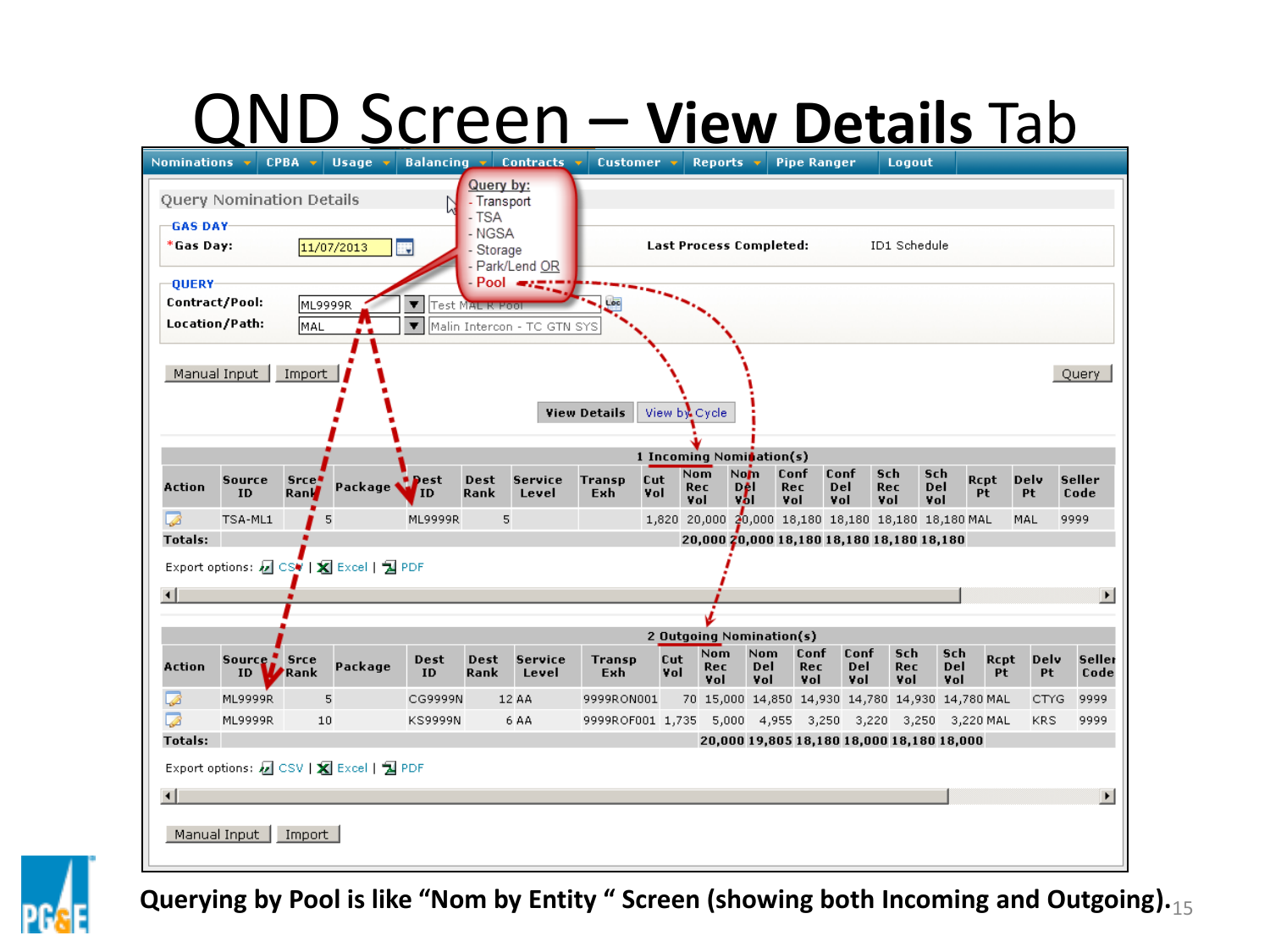# QND Screen – View Details Tab

Nominations | CPBA | Usage | Balancing | Contracts | Customer | Reports | Pipe Ranger | Logout

Query Nomination Details

Query by:
- Transport
- TSA
- NGSA
- Storage
- Park/Lend OR
- Pool

**GAS DAY**

*Gas Day: 11/07/2013

Last Process Completed: ID1 Schedule

**QUERY**

Contract/Pool: ML9999R — Test MAL R Pool

Location/Path: MAL — Malin Intercon - TC GTN SYS

Manual Input | Import | Query

View Details | View by Cycle

**1 Incoming Nomination(s)**

| Action | Source ID | Srce Rank | Package | Dest ID | Dest Rank | Service Level | Transp Exh | Cut Vol | Nom Rec Vol | Nom Del Vol | Conf Rec Vol | Conf Del Vol | Sch Rec Vol | Sch Del Vol | Rcpt Pt | Delv Pt | Seller Code |
|---|---|---|---|---|---|---|---|---|---|---|---|---|---|---|---|---|---|
| | TSA-ML1 | 5 | | ML9999R | 5 | | | 1,820 | 20,000 | 20,000 | 18,180 | 18,180 | 18,180 | 18,180 | MAL | MAL | 9999 |
| Totals: | | | | | | | | | 20,000 | 20,000 | 18,180 | 18,180 | 18,180 | 18,180 | | | |

Export options: CSV | Excel | PDF

**2 Outgoing Nomination(s)**

| Action | Source ID | Srce Rank | Package | Dest ID | Dest Rank | Service Level | Transp Exh | Cut Vol | Nom Rec Vol | Nom Del Vol | Conf Rec Vol | Conf Del Vol | Sch Rec Vol | Sch Del Vol | Rcpt Pt | Delv Pt | Seller Code |
|---|---|---|---|---|---|---|---|---|---|---|---|---|---|---|---|---|---|
| | ML9999R | 5 | | CG9999N | 12 | AA | 9999RON001 | 70 | 15,000 | 14,850 | 14,930 | 14,780 | 14,930 | 14,780 | MAL | CTYG | 9999 |
| | ML9999R | 10 | | KS9999N | 6 | AA | 9999ROF001 | 1,735 | 5,000 | 4,955 | 3,250 | 3,220 | 3,250 | 3,220 | MAL | KRS | 9999 |
| Totals: | | | | | | | | | 20,000 | 19,805 | 18,180 | 18,000 | 18,180 | 18,000 | | | |

Export options: CSV | Excel | PDF

Manual Input | Import

**Querying by Pool is like "Nom by Entity " Screen (showing both Incoming and Outgoing).**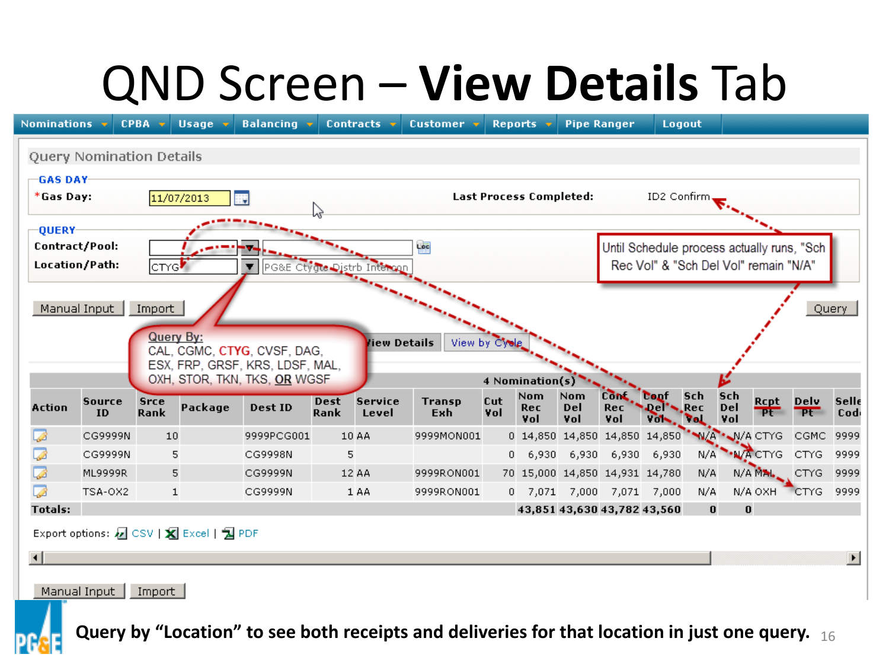# QND Screen – **View Details** Tab

Nominations | CPBA | Usage | Balancing | Contracts | Customer | Reports | Pipe Ranger | Logout

Query Nomination Details

**GAS DAY**

*Gas Day: 11/07/2013

**Last Process Completed:** ID2 Confirm

**QUERY**

**Contract/Pool:**

**Location/Path:** CTYG — PG&E Ctygte Distrb Intercon

Manual Input | Import | Query

Until Schedule process actually runs, "Sch Rec Vol" & "Sch Del Vol" remain "N/A"

Query By: CAL, CGMC, CTYG, CVSF, DAG, ESX, FRP, GRSF, KRS, LDSF, MAL, OXH, STOR, TKN, TKS, OR WGSF

View Details | View by Cycle

4 Nomination(s)

| Action | Source ID | Srce Rank | Package | Dest ID | Dest Rank | Service Level | Transp Exh | Cut Vol | Nom Rec Vol | Nom Del Vol | Conf Rec Vol | Conf Del Vol | Sch Rec Vol | Sch Del Vol | Rcpt Pt | Delv Pt | Seller Code |
|---|---|---|---|---|---|---|---|---|---|---|---|---|---|---|---|---|---|
| | CG9999N | 10 | | 9999PCG001 | 10 | AA | 9999MON001 | 0 | 14,850 | 14,850 | 14,850 | 14,850 | N/A | N/A | CTYG | CGMC | 9999 |
| | CG9999N | 5 | | CG9998N | 5 | | | 0 | 6,930 | 6,930 | 6,930 | 6,930 | N/A | N/A | CTYG | CTYG | 9999 |
| | ML9999R | 5 | | CG9999N | 12 | AA | 9999RON001 | 70 | 15,000 | 14,850 | 14,931 | 14,780 | N/A | N/A | MAL | CTYG | 9999 |
| | TSA-OX2 | 1 | | CG9999N | 1 | AA | 9999RON001 | 0 | 7,071 | 7,000 | 7,071 | 7,000 | N/A | N/A | OXH | CTYG | 9999 |
| **Totals:** | | | | | | | | | 43,851 | 43,630 | 43,782 | 43,560 | 0 | 0 | | | |

Export options: CSV | Excel | PDF

Manual Input | Import

**Query by "Location" to see both receipts and deliveries for that location in just one query.**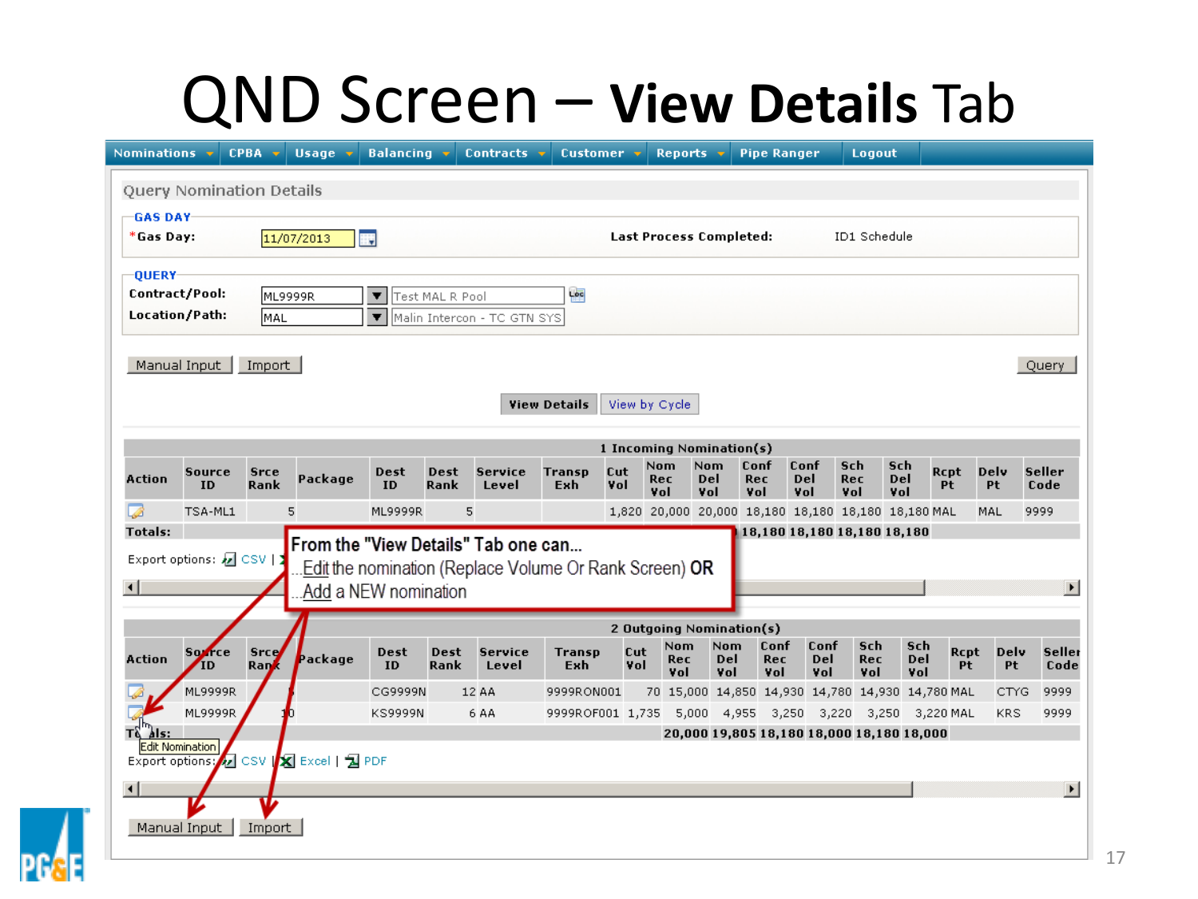# QND Screen – **View Details** Tab

Nominations | CPBA | Usage | Balancing | Contracts | Customer | Reports | Pipe Ranger | Logout

**Query Nomination Details**

**GAS DAY**

*Gas Day: 11/07/2013

**Last Process Completed:** ID1 Schedule

**QUERY**

**Contract/Pool:** ML9999R — Test MAL R Pool

**Location/Path:** MAL — Malin Intercon - TC GTN SYS

Manual Input | Import | Query

**View Details** | View by Cycle

**1 Incoming Nomination(s)**

| Action | Source ID | Srce Rank | Package | Dest ID | Dest Rank | Service Level | Transp Exh | Cut Vol | Nom Rec Vol | Nom Del Vol | Conf Rec Vol | Conf Del Vol | Sch Rec Vol | Sch Del Vol | Rcpt Pt | Delv Pt | Seller Code |
|---|---|---|---|---|---|---|---|---|---|---|---|---|---|---|---|---|---|
| | TSA-ML1 | 5 | | ML9999R | 5 | | | 1,820 | 20,000 | 20,000 | 18,180 | 18,180 | 18,180 | 18,180 | MAL | MAL | 9999 |
| **Totals:** | | | | | | | | | | | **18,180** | **18,180** | **18,180** | **18,180** | | | |

Export options: CSV |

> **From the "View Details" Tab one can…**
> …Edit the nomination (Replace Volume Or Rank Screen) **OR**
> …Add a NEW nomination

**2 Outgoing Nomination(s)**

| Action | Source ID | Srce Rank | Package | Dest ID | Dest Rank | Service Level | Transp Exh | Cut Vol | Nom Rec Vol | Nom Del Vol | Conf Rec Vol | Conf Del Vol | Sch Rec Vol | Sch Del Vol | Rcpt Pt | Delv Pt | Seller Code |
|---|---|---|---|---|---|---|---|---|---|---|---|---|---|---|---|---|---|
| | ML9999R | 5 | | CG9999N | 12 | AA | 9999RON001 | 70 | 15,000 | 14,850 | 14,930 | 14,780 | 14,930 | 14,780 | MAL | CTYG | 9999 |
| | ML9999R | 10 | | KS9999N | 6 | AA | 9999ROF001 | 1,735 | 5,000 | 4,955 | 3,250 | 3,220 | 3,250 | 3,220 | MAL | KRS | 9999 |
| **Totals:** | | | | | | | | | **20,000** | **19,805** | **18,180** | **18,000** | **18,180** | **18,000** | | | |

Edit Nomination

Export options: CSV | Excel | PDF

Manual Input | Import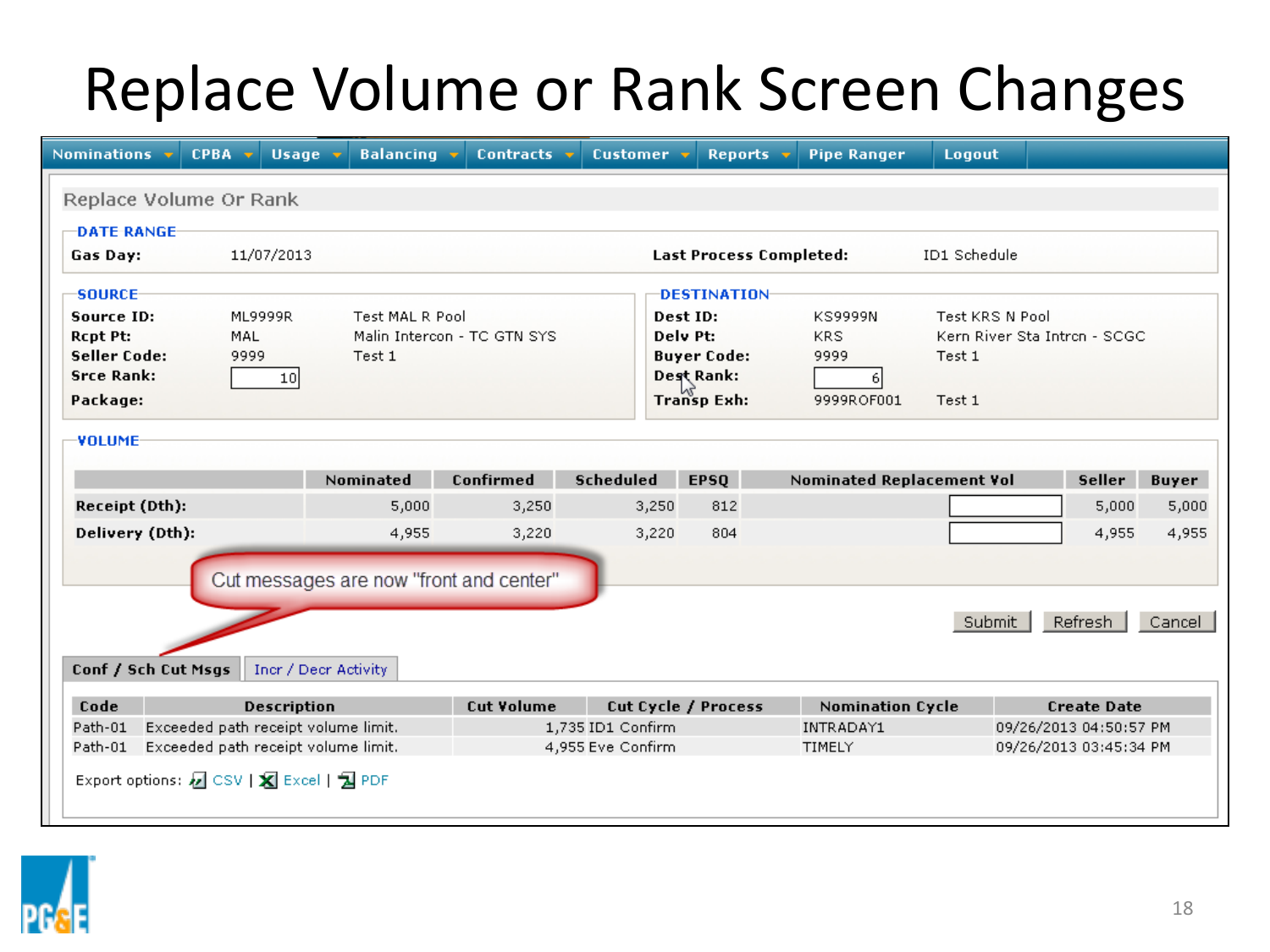# Replace Volume or Rank Screen Changes

Nominations | CPBA | Usage | Balancing | Contracts | Customer | Reports | Pipe Ranger | Logout

## Replace Volume Or Rank

**DATE RANGE**

**Gas Day:** 11/07/2013 **Last Process Completed:** ID1 Schedule

**SOURCE**

| | | |
|---|---|---|
| **Source ID:** | ML9999R | Test MAL R Pool |
| **Rcpt Pt:** | MAL | Malin Intercon - TC GTN SYS |
| **Seller Code:** | 9999 | Test 1 |
| **Srce Rank:** | 10 | |
| **Package:** | | |

**DESTINATION**

| | | |
|---|---|---|
| **Dest ID:** | KS9999N | Test KRS N Pool |
| **Delv Pt:** | KRS | Kern River Sta Intrcn - SCGC |
| **Buyer Code:** | 9999 | Test 1 |
| **Dest Rank:** | 6 | |
| **Transp Exh:** | 9999ROF001 | Test 1 |

**VOLUME**

| | Nominated | Confirmed | Scheduled | EPSQ | Nominated Replacement Vol | Seller | Buyer |
|---|---|---|---|---|---|---|---|
| **Receipt (Dth):** | 5,000 | 3,250 | 3,250 | 812 | | 5,000 | 5,000 |
| **Delivery (Dth):** | 4,955 | 3,220 | 3,220 | 804 | | 4,955 | 4,955 |

Cut messages are now "front and center"

Submit | Refresh | Cancel

**Conf / Sch Cut Msgs** | Incr / Decr Activity

| Code | Description | Cut Volume | Cut Cycle / Process | Nomination Cycle | Create Date |
|---|---|---|---|---|---|
| Path-01 | Exceeded path receipt volume limit. | 1,735 | ID1 Confirm | INTRADAY1 | 09/26/2013 04:50:57 PM |
| Path-01 | Exceeded path receipt volume limit. | 4,955 | Eve Confirm | TIMELY | 09/26/2013 03:45:34 PM |

Export options: CSV | Excel | PDF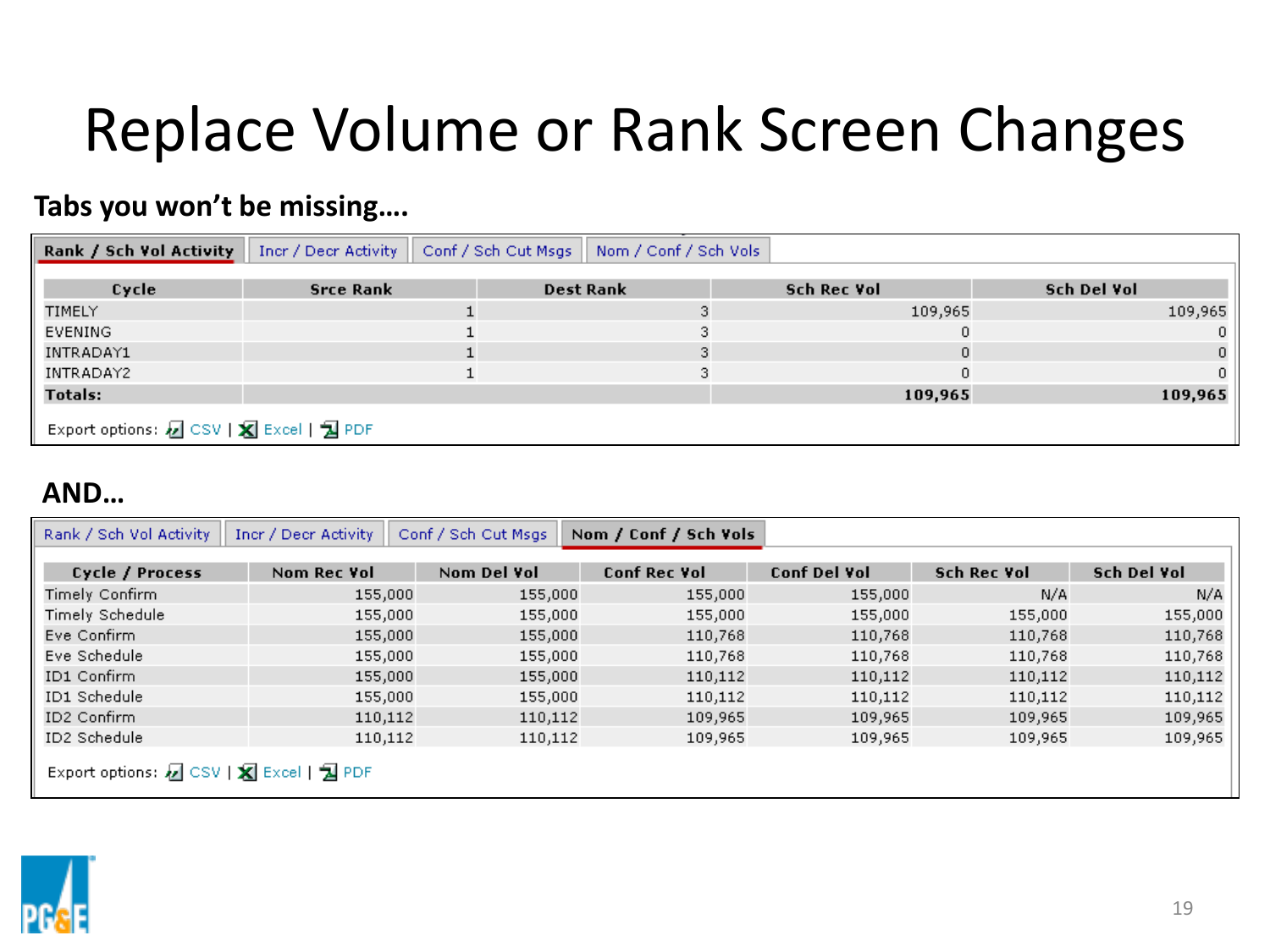# Replace Volume or Rank Screen Changes

**Tabs you won't be missing….**

Rank / Sch Vol Activity | Incr / Decr Activity | Conf / Sch Cut Msgs | Nom / Conf / Sch Vols

| Cycle | Srce Rank | Dest Rank | Sch Rec Vol | Sch Del Vol |
|---|---|---|---|---|
| TIMELY | 1 | 3 | 109,965 | 109,965 |
| EVENING | 1 | 3 | 0 | 0 |
| INTRADAY1 | 1 | 3 | 0 | 0 |
| INTRADAY2 | 1 | 3 | 0 | 0 |
| **Totals:** | | | **109,965** | **109,965** |

Export options: CSV | Excel | PDF

**AND…**

Rank / Sch Vol Activity | Incr / Decr Activity | Conf / Sch Cut Msgs | Nom / Conf / Sch Vols

| Cycle / Process | Nom Rec Vol | Nom Del Vol | Conf Rec Vol | Conf Del Vol | Sch Rec Vol | Sch Del Vol |
|---|---|---|---|---|---|---|
| Timely Confirm | 155,000 | 155,000 | 155,000 | 155,000 | N/A | N/A |
| Timely Schedule | 155,000 | 155,000 | 155,000 | 155,000 | 155,000 | 155,000 |
| Eve Confirm | 155,000 | 155,000 | 110,768 | 110,768 | 110,768 | 110,768 |
| Eve Schedule | 155,000 | 155,000 | 110,768 | 110,768 | 110,768 | 110,768 |
| ID1 Confirm | 155,000 | 155,000 | 110,112 | 110,112 | 110,112 | 110,112 |
| ID1 Schedule | 155,000 | 155,000 | 110,112 | 110,112 | 110,112 | 110,112 |
| ID2 Confirm | 110,112 | 110,112 | 109,965 | 109,965 | 109,965 | 109,965 |
| ID2 Schedule | 110,112 | 110,112 | 109,965 | 109,965 | 109,965 | 109,965 |

Export options: CSV | Excel | PDF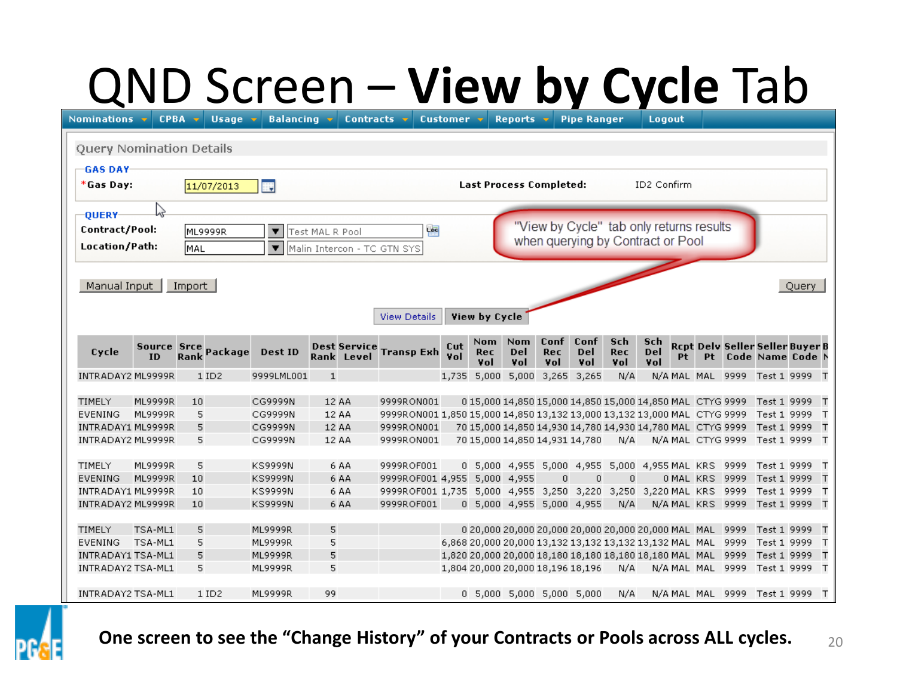# QND Screen – **View by Cycle** Tab

Nominations | CPBA | Usage | Balancing | Contracts | Customer | Reports | Pipe Ranger | Logout

**Query Nomination Details**

**GAS DAY**

*Gas Day: 11/07/2013 — **Last Process Completed:** ID2 Confirm

**QUERY**

**Contract/Pool:** ML9999R — Test MAL R Pool

**Location/Path:** MAL — Malin Intercon - TC GTN SYS

"View by Cycle" tab only returns results when querying by Contract or Pool

Manual Input | Import | Query

View Details | **View by Cycle**

| Cycle | Source ID | Srce Rank | Package | Dest ID | Dest Rank | Service Level | Transp Exh | Cut Vol | Nom Rec Vol | Nom Del Vol | Conf Rec Vol | Conf Del Vol | Sch Rec Vol | Sch Del Vol | Rcpt Pt | Delv Pt | Seller Code | Seller Name | Buyer Code | B N |
|---|---|---|---|---|---|---|---|---|---|---|---|---|---|---|---|---|---|---|---|---|
| INTRADAY2 | ML9999R | 1 | ID2 | 9999LML001 | 1 | | | 1,735 | 5,000 | 5,000 | 3,265 | 3,265 | N/A | N/A | MAL | MAL | 9999 | Test 1 | 9999 | T |
| TIMELY | ML9999R | 10 | | CG9999N | 12 | AA | 9999RON001 | 0 | 15,000 | 14,850 | 15,000 | 14,850 | 15,000 | 14,850 | MAL | CTYG | 9999 | Test 1 | 9999 | T |
| EVENING | ML9999R | 5 | | CG9999N | 12 | AA | 9999RON001 | 1,850 | 15,000 | 14,850 | 13,132 | 13,000 | 13,132 | 13,000 | MAL | CTYG | 9999 | Test 1 | 9999 | T |
| INTRADAY1 | ML9999R | 5 | | CG9999N | 12 | AA | 9999RON001 | 70 | 15,000 | 14,850 | 14,930 | 14,780 | 14,930 | 14,780 | MAL | CTYG | 9999 | Test 1 | 9999 | T |
| INTRADAY2 | ML9999R | 5 | | CG9999N | 12 | AA | 9999RON001 | 70 | 15,000 | 14,850 | 14,931 | 14,780 | N/A | N/A | MAL | CTYG | 9999 | Test 1 | 9999 | T |
| TIMELY | ML9999R | 5 | | KS9999N | 6 | AA | 9999ROF001 | 0 | 5,000 | 4,955 | 5,000 | 4,955 | 5,000 | 4,955 | MAL | KRS | 9999 | Test 1 | 9999 | T |
| EVENING | ML9999R | 10 | | KS9999N | 6 | AA | 9999ROF001 | 4,955 | 5,000 | 4,955 | 0 | 0 | 0 | 0 | MAL | KRS | 9999 | Test 1 | 9999 | T |
| INTRADAY1 | ML9999R | 10 | | KS9999N | 6 | AA | 9999ROF001 | 1,735 | 5,000 | 4,955 | 3,250 | 3,220 | 3,250 | 3,220 | MAL | KRS | 9999 | Test 1 | 9999 | T |
| INTRADAY2 | ML9999R | 10 | | KS9999N | 6 | AA | 9999ROF001 | 0 | 5,000 | 4,955 | 5,000 | 4,955 | N/A | N/A | MAL | KRS | 9999 | Test 1 | 9999 | T |
| TIMELY | TSA-ML1 | 5 | | ML9999R | 5 | | | 0 | 20,000 | 20,000 | 20,000 | 20,000 | 20,000 | 20,000 | MAL | MAL | 9999 | Test 1 | 9999 | T |
| EVENING | TSA-ML1 | 5 | | ML9999R | 5 | | | 6,868 | 20,000 | 20,000 | 13,132 | 13,132 | 13,132 | 13,132 | MAL | MAL | 9999 | Test 1 | 9999 | T |
| INTRADAY1 | TSA-ML1 | 5 | | ML9999R | 5 | | | 1,820 | 20,000 | 20,000 | 18,180 | 18,180 | 18,180 | 18,180 | MAL | MAL | 9999 | Test 1 | 9999 | T |
| INTRADAY2 | TSA-ML1 | 5 | | ML9999R | 5 | | | 1,804 | 20,000 | 20,000 | 18,196 | 18,196 | N/A | N/A | MAL | MAL | 9999 | Test 1 | 9999 | T |
| INTRADAY2 | TSA-ML1 | 1 | ID2 | ML9999R | 99 | | | 0 | 5,000 | 5,000 | 5,000 | 5,000 | N/A | N/A | MAL | MAL | 9999 | Test 1 | 9999 | T |

**One screen to see the "Change History" of your Contracts or Pools across ALL cycles.**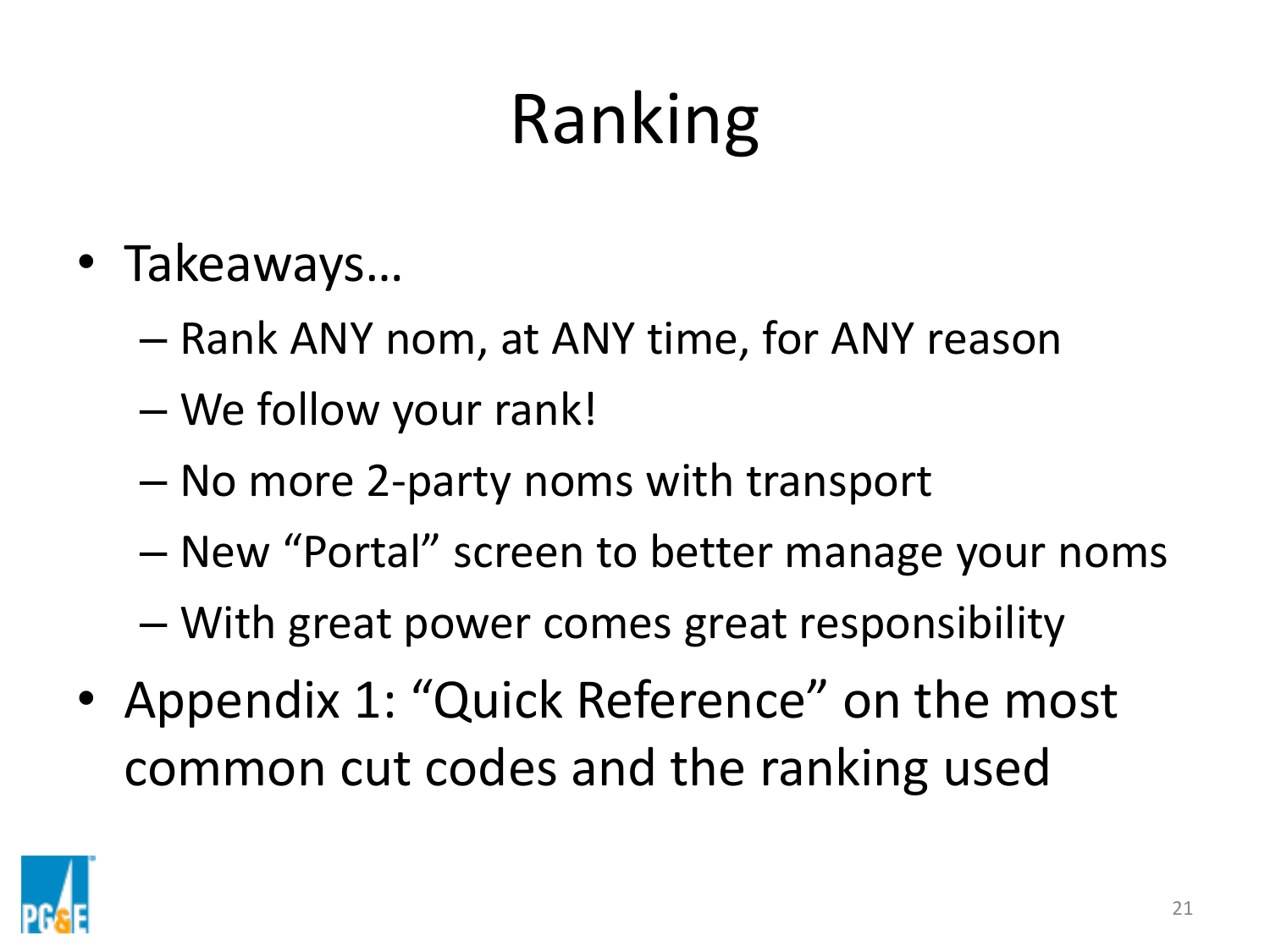# Ranking

- Takeaways…
  - Rank ANY nom, at ANY time, for ANY reason
  - We follow your rank!
  - No more 2-party noms with transport
  - New "Portal" screen to better manage your noms
  - With great power comes great responsibility
- Appendix 1: "Quick Reference" on the most common cut codes and the ranking used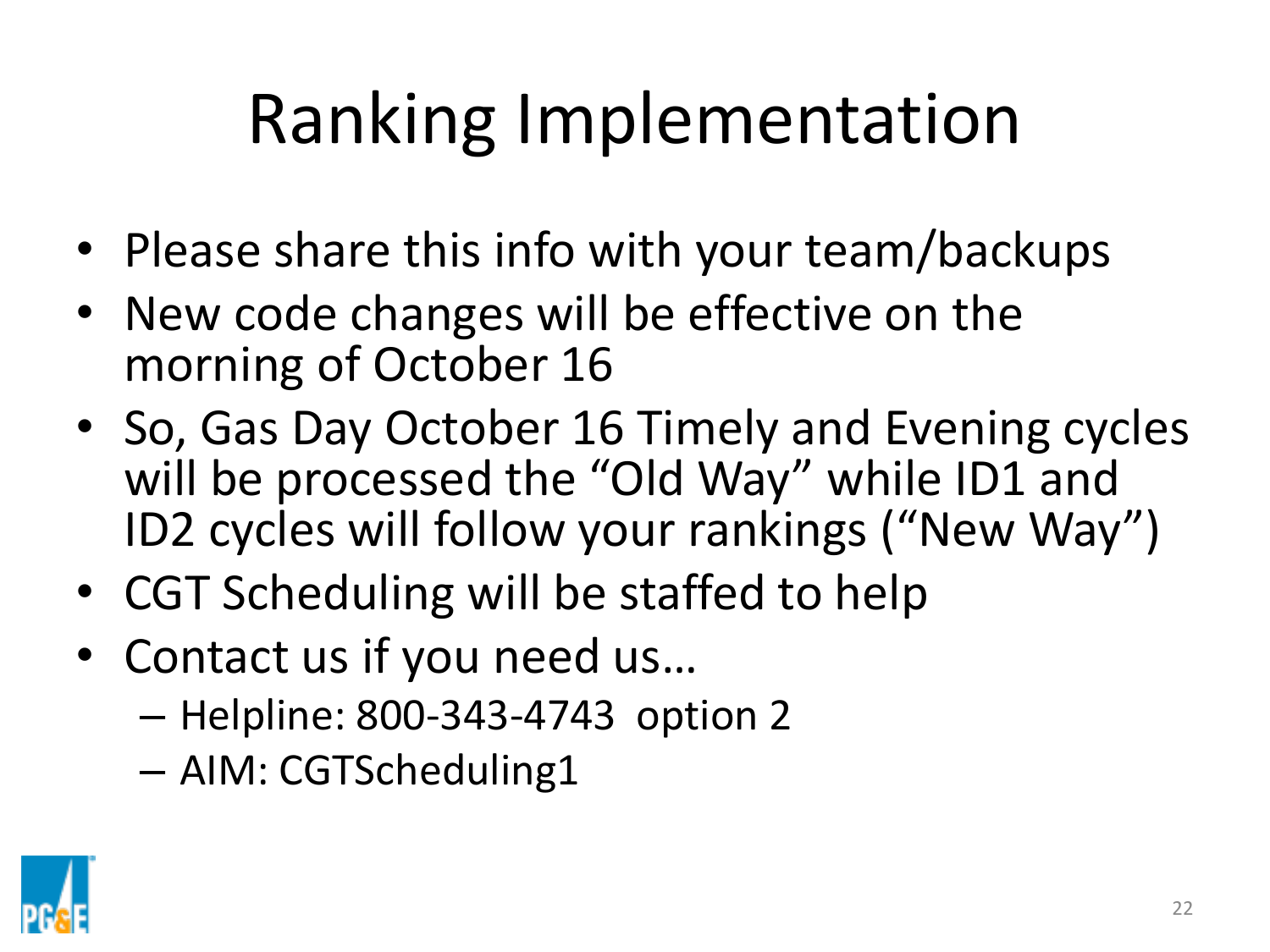# Ranking Implementation

- Please share this info with your team/backups
- New code changes will be effective on the morning of October 16
- So, Gas Day October 16 Timely and Evening cycles will be processed the "Old Way" while ID1 and ID2 cycles will follow your rankings ("New Way")
- CGT Scheduling will be staffed to help
- Contact us if you need us…
  - Helpline: 800-343-4743 option 2
  - AIM: CGTScheduling1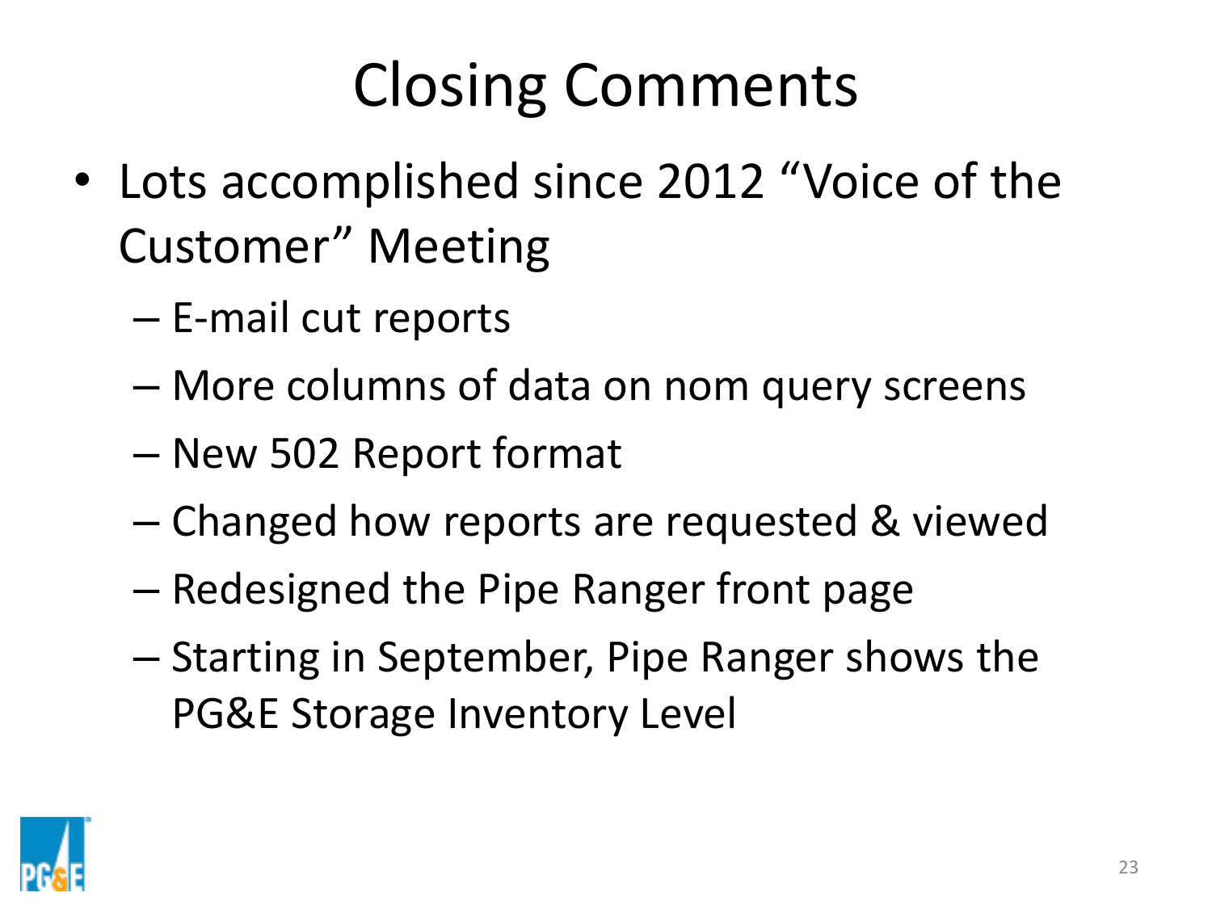# Closing Comments

- Lots accomplished since 2012 "Voice of the Customer" Meeting
  - E-mail cut reports
  - More columns of data on nom query screens
  - New 502 Report format
  - Changed how reports are requested & viewed
  - Redesigned the Pipe Ranger front page
  - Starting in September, Pipe Ranger shows the PG&E Storage Inventory Level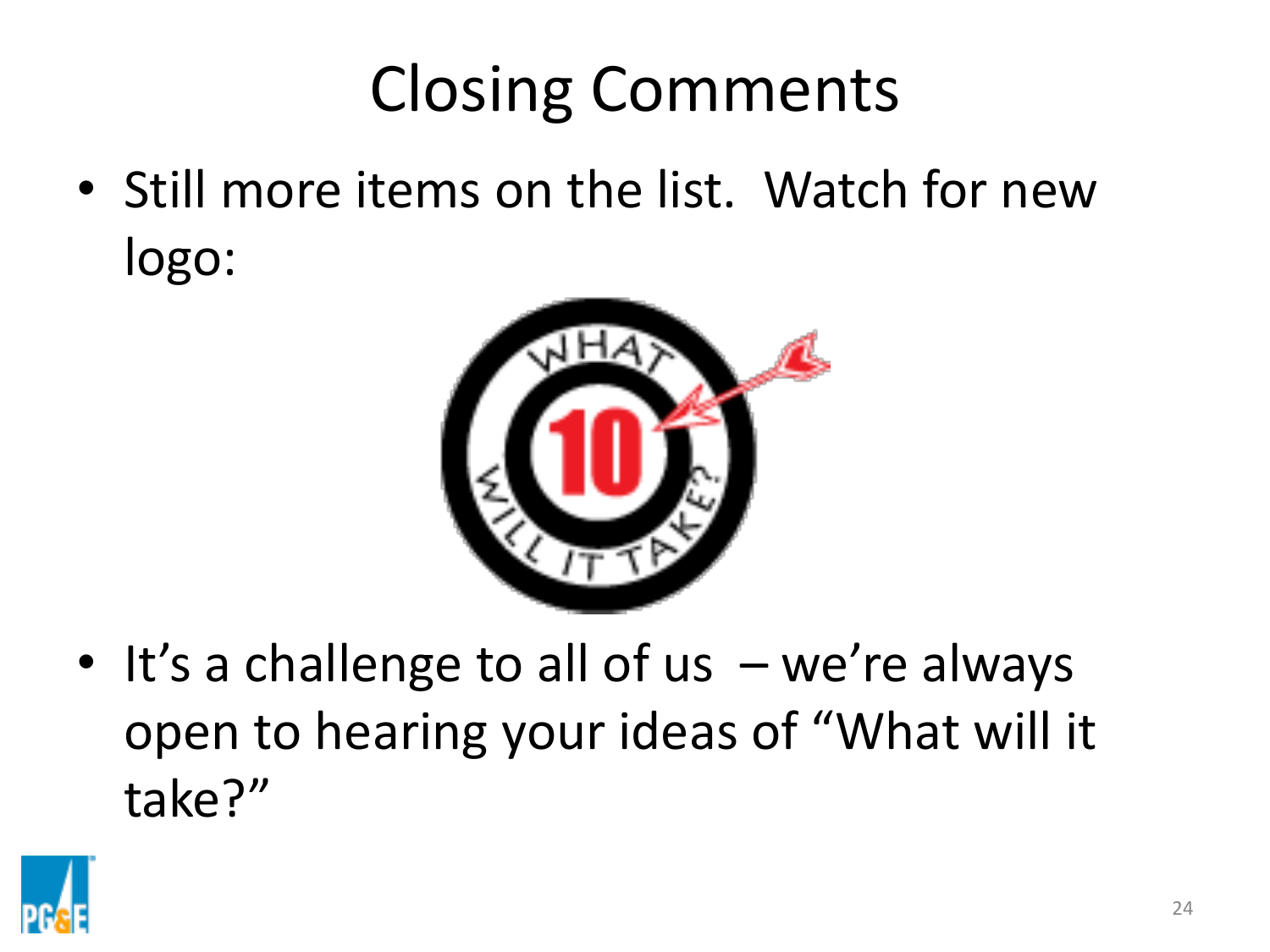# Closing Comments

- Still more items on the list. Watch for new logo:
- It's a challenge to all of us – we're always open to hearing your ideas of "What will it take?"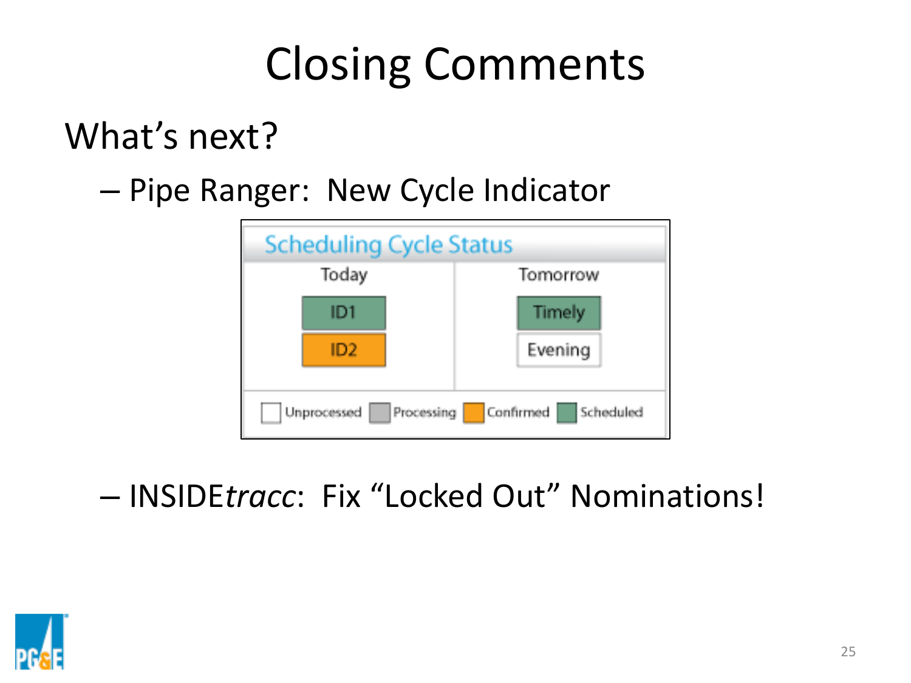# Closing Comments

## What's next?

– Pipe Ranger: New Cycle Indicator

**Scheduling Cycle Status**

| Today | Tomorrow |
| --- | --- |
| ID1 | Timely |
| ID2 | Evening |

Unprocessed | Processing | Confirmed | Scheduled

– INSIDE*tracc*: Fix "Locked Out" Nominations!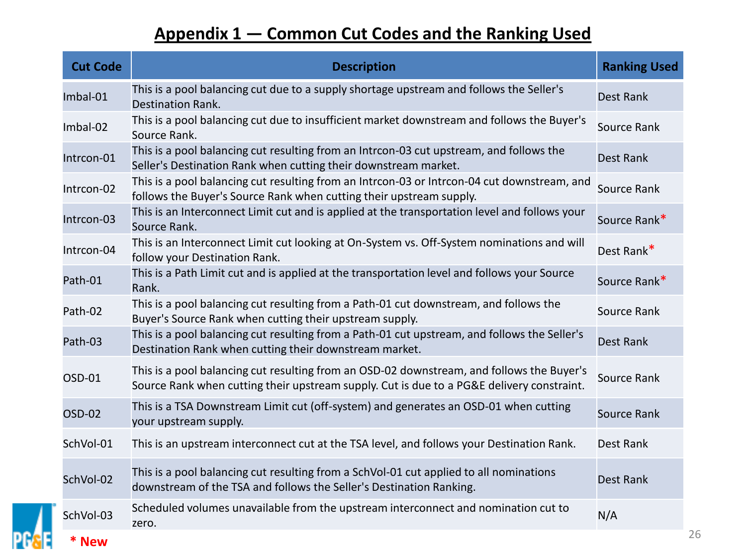## Appendix 1 — Common Cut Codes and the Ranking Used

| Cut Code | Description | Ranking Used |
|---|---|---|
| Imbal-01 | This is a pool balancing cut due to a supply shortage upstream and follows the Seller's Destination Rank. | Dest Rank |
| Imbal-02 | This is a pool balancing cut due to insufficient market downstream and follows the Buyer's Source Rank. | Source Rank |
| Intrcon-01 | This is a pool balancing cut resulting from an Intrcon-03 cut upstream, and follows the Seller's Destination Rank when cutting their downstream market. | Dest Rank |
| Intrcon-02 | This is a pool balancing cut resulting from an Intrcon-03 or Intrcon-04 cut downstream, and follows the Buyer's Source Rank when cutting their upstream supply. | Source Rank |
| Intrcon-03 | This is an Interconnect Limit cut and is applied at the transportation level and follows your Source Rank. | Source Rank* |
| Intrcon-04 | This is an Interconnect Limit cut looking at On-System vs. Off-System nominations and will follow your Destination Rank. | Dest Rank* |
| Path-01 | This is a Path Limit cut and is applied at the transportation level and follows your Source Rank. | Source Rank* |
| Path-02 | This is a pool balancing cut resulting from a Path-01 cut downstream, and follows the Buyer's Source Rank when cutting their upstream supply. | Source Rank |
| Path-03 | This is a pool balancing cut resulting from a Path-01 cut upstream, and follows the Seller's Destination Rank when cutting their downstream market. | Dest Rank |
| OSD-01 | This is a pool balancing cut resulting from an OSD-02 downstream, and follows the Buyer's Source Rank when cutting their upstream supply. Cut is due to a PG&E delivery constraint. | Source Rank |
| OSD-02 | This is a TSA Downstream Limit cut (off-system) and generates an OSD-01 when cutting your upstream supply. | Source Rank |
| SchVol-01 | This is an upstream interconnect cut at the TSA level, and follows your Destination Rank. | Dest Rank |
| SchVol-02 | This is a pool balancing cut resulting from a SchVol-01 cut applied to all nominations downstream of the TSA and follows the Seller's Destination Ranking. | Dest Rank |
| SchVol-03 | Scheduled volumes unavailable from the upstream interconnect and nomination cut to zero. | N/A |

\* New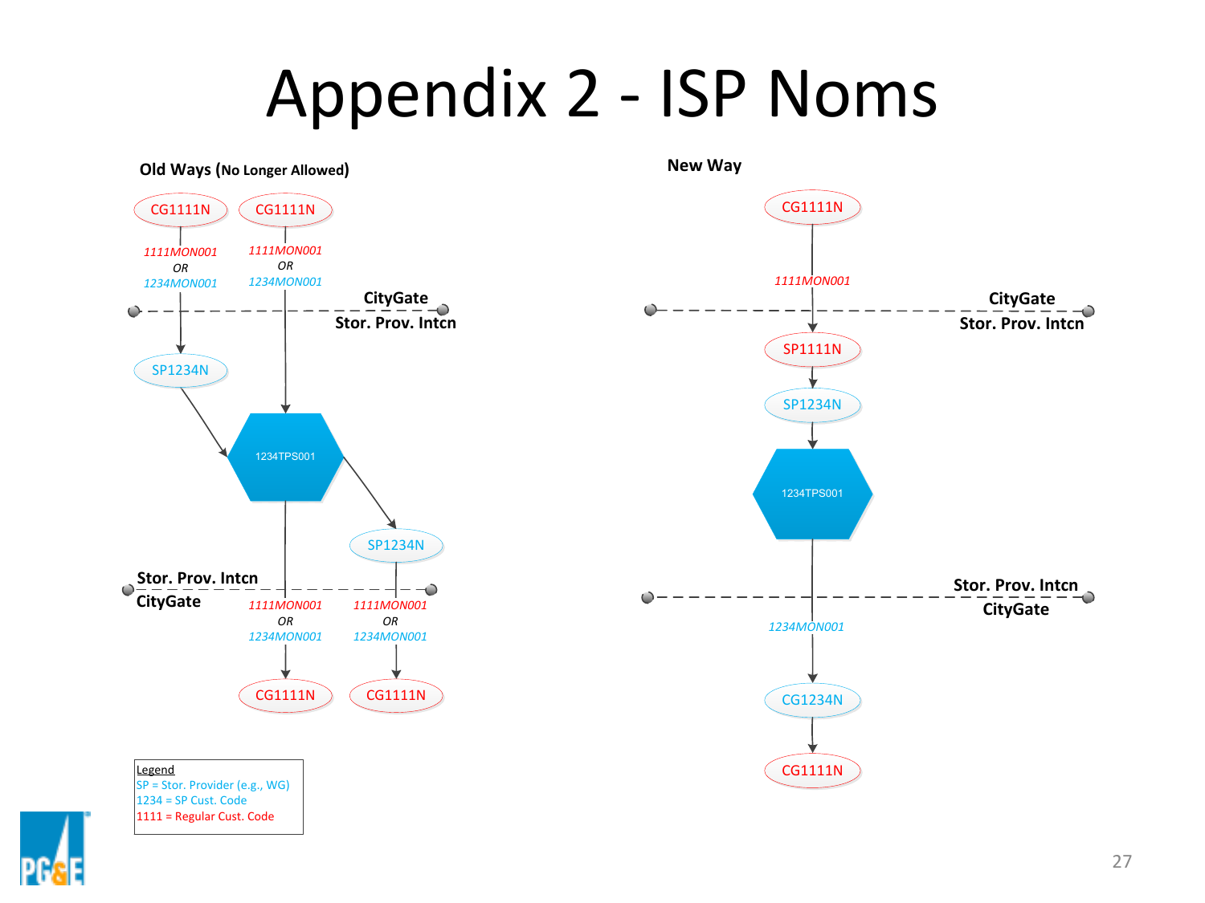# Appendix 2 - ISP Noms

**Old Ways (No Longer Allowed)**

CG1111N
CG1111N
*1111MON001*
*OR*
*1234MON001*
*1111MON001*
*OR*
*1234MON001*
**CityGate**
**Stor. Prov. Intcn**
SP1234N
1234TPS001
SP1234N
**Stor. Prov. Intcn**
**CityGate**
*1111MON001*
*OR*
*1234MON001*
*1111MON001*
*OR*
*1234MON001*
CG1111N
CG1111N

Legend
SP = Stor. Provider (e.g., WG)
1234 = SP Cust. Code
1111 = Regular Cust. Code

**New Way**

CG1111N
*1111MON001*
**CityGate**
**Stor. Prov. Intcn**
SP1111N
SP1234N
1234TPS001
**Stor. Prov. Intcn**
**CityGate**
*1234MON001*
CG1234N
CG1111N